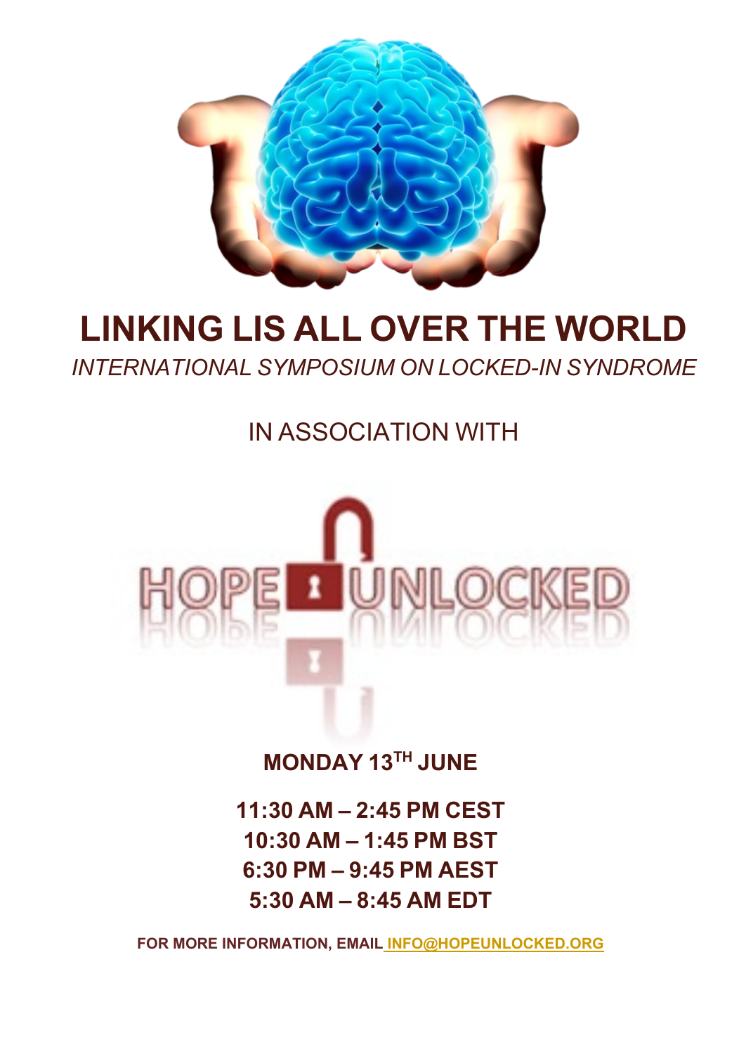# LINKING LIS ALL OVER THE WORLD

*INTERNATIONAL SYMPOSIUM ON LOCKED-IN SYNDROME*

IN ASSOCIATION WITH

HOPE UNLOCKED

**MONDAY 13TH JUNE**

**11:30 AM – 2:45 PM CEST**
**10:30 AM – 1:45 PM BST**
**6:30 PM – 9:45 PM AEST**
**5:30 AM – 8:45 AM EDT**

**FOR MORE INFORMATION, EMAIL INFO@HOPEUNLOCKED.ORG**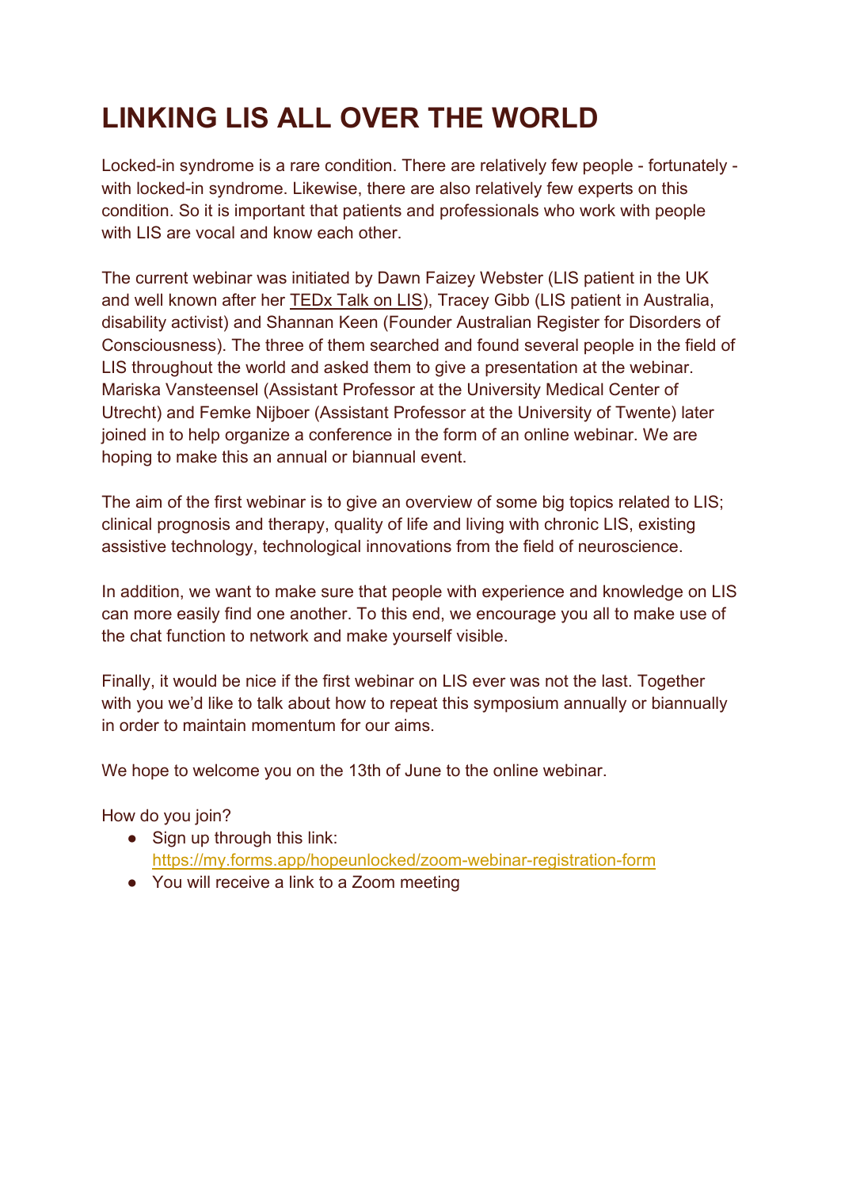# LINKING LIS ALL OVER THE WORLD

Locked-in syndrome is a rare condition. There are relatively few people - fortunately - with locked-in syndrome. Likewise, there are also relatively few experts on this condition. So it is important that patients and professionals who work with people with LIS are vocal and know each other.

The current webinar was initiated by Dawn Faizey Webster (LIS patient in the UK and well known after her TEDx Talk on LIS), Tracey Gibb (LIS patient in Australia, disability activist) and Shannan Keen (Founder Australian Register for Disorders of Consciousness). The three of them searched and found several people in the field of LIS throughout the world and asked them to give a presentation at the webinar. Mariska Vansteensel (Assistant Professor at the University Medical Center of Utrecht) and Femke Nijboer (Assistant Professor at the University of Twente) later joined in to help organize a conference in the form of an online webinar. We are hoping to make this an annual or biannual event.

The aim of the first webinar is to give an overview of some big topics related to LIS; clinical prognosis and therapy, quality of life and living with chronic LIS, existing assistive technology, technological innovations from the field of neuroscience.

In addition, we want to make sure that people with experience and knowledge on LIS can more easily find one another. To this end, we encourage you all to make use of the chat function to network and make yourself visible.

Finally, it would be nice if the first webinar on LIS ever was not the last. Together with you we'd like to talk about how to repeat this symposium annually or biannually in order to maintain momentum for our aims.

We hope to welcome you on the 13th of June to the online webinar.

How do you join?

- Sign up through this link: https://my.forms.app/hopeunlocked/zoom-webinar-registration-form
- You will receive a link to a Zoom meeting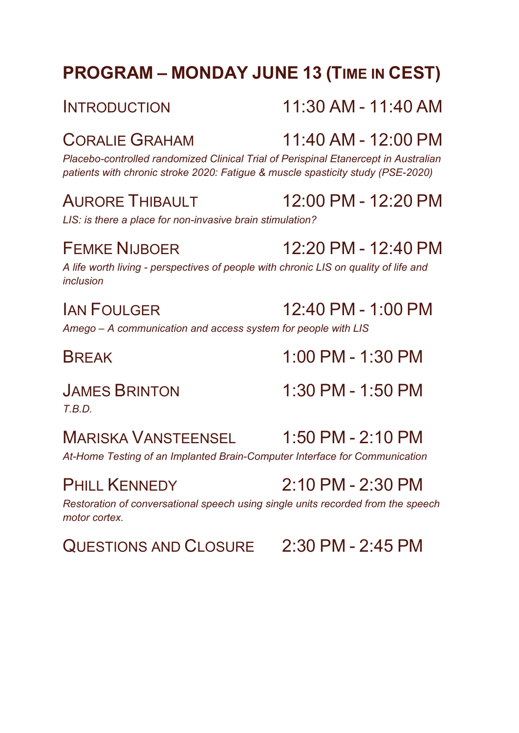## PROGRAM – MONDAY JUNE 13 (TIME IN CEST)

**INTRODUCTION** — 11:30 AM - 11:40 AM

**CORALIE GRAHAM** — 11:40 AM - 12:00 PM

*Placebo-controlled randomized Clinical Trial of Perispinal Etanercept in Australian patients with chronic stroke 2020: Fatigue & muscle spasticity study (PSE-2020)*

**AURORE THIBAULT** — 12:00 PM - 12:20 PM

*LIS: is there a place for non-invasive brain stimulation?*

**FEMKE NIJBOER** — 12:20 PM - 12:40 PM

*A life worth living - perspectives of people with chronic LIS on quality of life and inclusion*

**IAN FOULGER** — 12:40 PM - 1:00 PM

*Amego – A communication and access system for people with LIS*

**BREAK** — 1:00 PM - 1:30 PM

**JAMES BRINTON** — 1:30 PM - 1:50 PM

*T.B.D.*

**MARISKA VANSTEENSEL** — 1:50 PM - 2:10 PM

*At-Home Testing of an Implanted Brain-Computer Interface for Communication*

**PHILL KENNEDY** — 2:10 PM - 2:30 PM

*Restoration of conversational speech using single units recorded from the speech motor cortex.*

**QUESTIONS AND CLOSURE** — 2:30 PM - 2:45 PM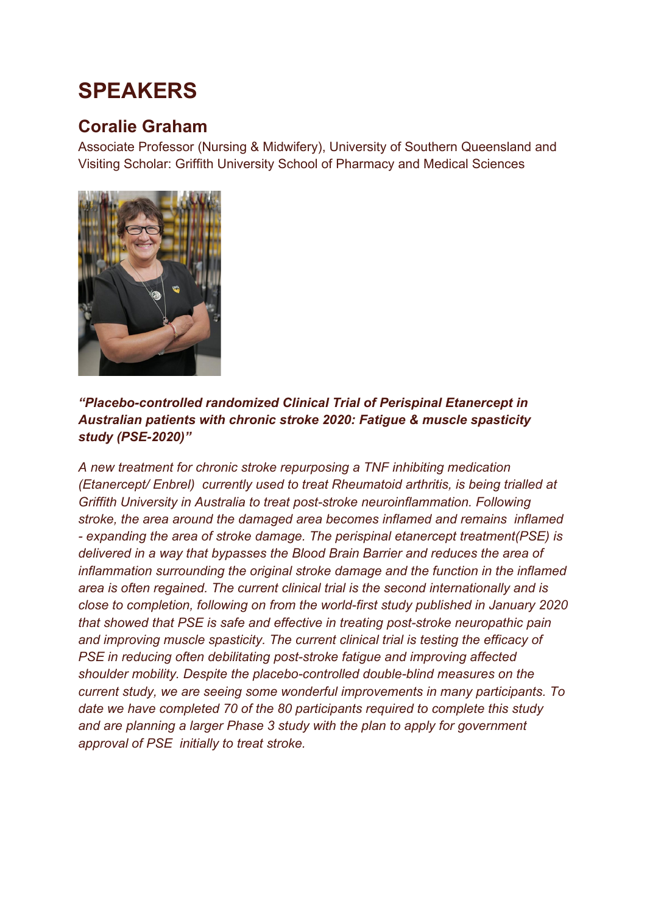# SPEAKERS

## Coralie Graham

Associate Professor (Nursing & Midwifery), University of Southern Queensland and Visiting Scholar: Griffith University School of Pharmacy and Medical Sciences

***"Placebo-controlled randomized Clinical Trial of Perispinal Etanercept in Australian patients with chronic stroke 2020: Fatigue & muscle spasticity study (PSE-2020)"***

*A new treatment for chronic stroke repurposing a TNF inhibiting medication (Etanercept/ Enbrel) currently used to treat Rheumatoid arthritis, is being trialled at Griffith University in Australia to treat post-stroke neuroinflammation. Following stroke, the area around the damaged area becomes inflamed and remains inflamed - expanding the area of stroke damage. The perispinal etanercept treatment(PSE) is delivered in a way that bypasses the Blood Brain Barrier and reduces the area of inflammation surrounding the original stroke damage and the function in the inflamed area is often regained. The current clinical trial is the second internationally and is close to completion, following on from the world-first study published in January 2020 that showed that PSE is safe and effective in treating post-stroke neuropathic pain and improving muscle spasticity. The current clinical trial is testing the efficacy of PSE in reducing often debilitating post-stroke fatigue and improving affected shoulder mobility. Despite the placebo-controlled double-blind measures on the current study, we are seeing some wonderful improvements in many participants. To date we have completed 70 of the 80 participants required to complete this study and are planning a larger Phase 3 study with the plan to apply for government approval of PSE initially to treat stroke.*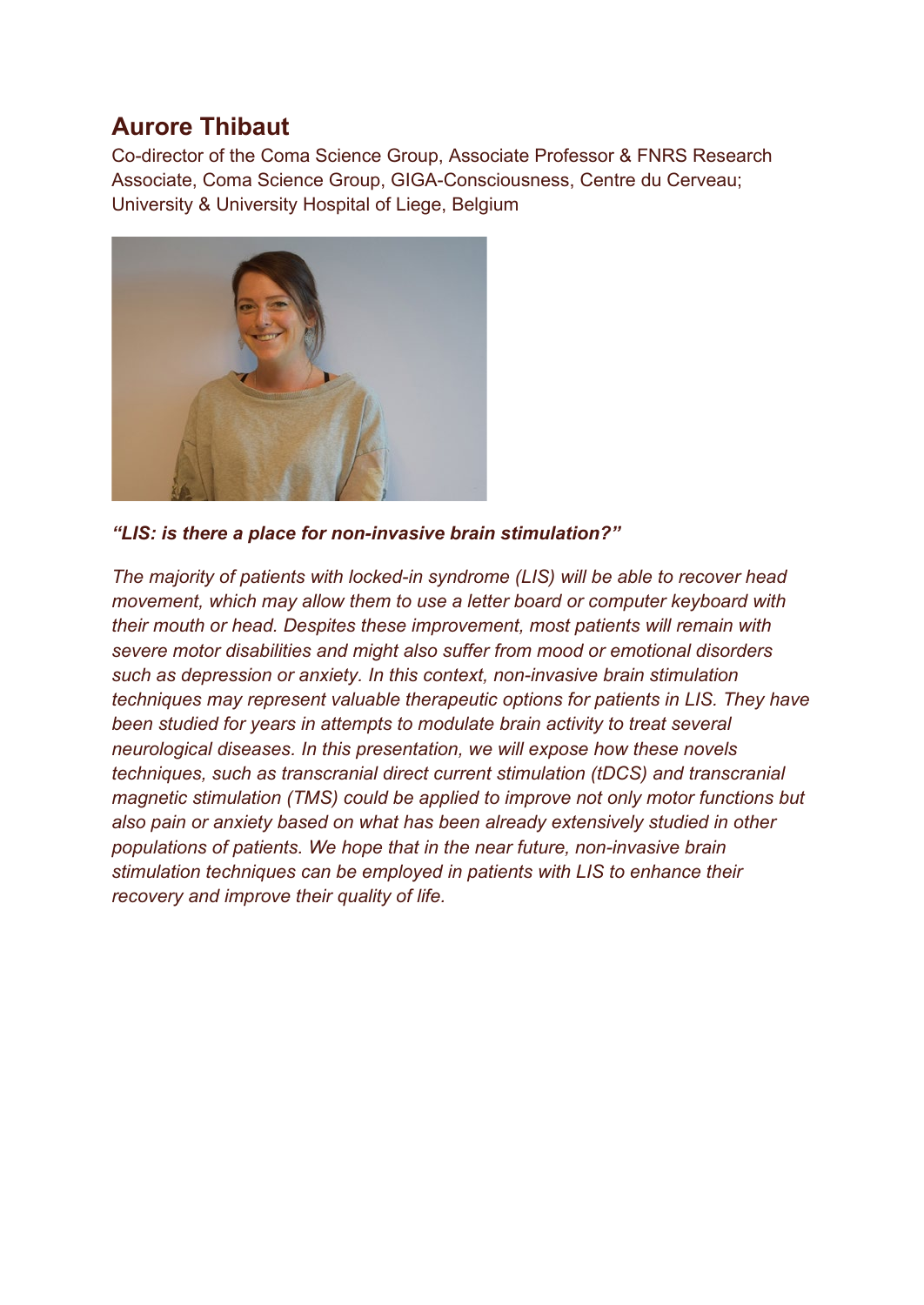## Aurore Thibaut

Co-director of the Coma Science Group, Associate Professor & FNRS Research Associate, Coma Science Group, GIGA-Consciousness, Centre du Cerveau; University & University Hospital of Liege, Belgium

***"LIS: is there a place for non-invasive brain stimulation?"***

*The majority of patients with locked-in syndrome (LIS) will be able to recover head movement, which may allow them to use a letter board or computer keyboard with their mouth or head. Despites these improvement, most patients will remain with severe motor disabilities and might also suffer from mood or emotional disorders such as depression or anxiety. In this context, non-invasive brain stimulation techniques may represent valuable therapeutic options for patients in LIS. They have been studied for years in attempts to modulate brain activity to treat several neurological diseases. In this presentation, we will expose how these novels techniques, such as transcranial direct current stimulation (tDCS) and transcranial magnetic stimulation (TMS) could be applied to improve not only motor functions but also pain or anxiety based on what has been already extensively studied in other populations of patients. We hope that in the near future, non-invasive brain stimulation techniques can be employed in patients with LIS to enhance their recovery and improve their quality of life.*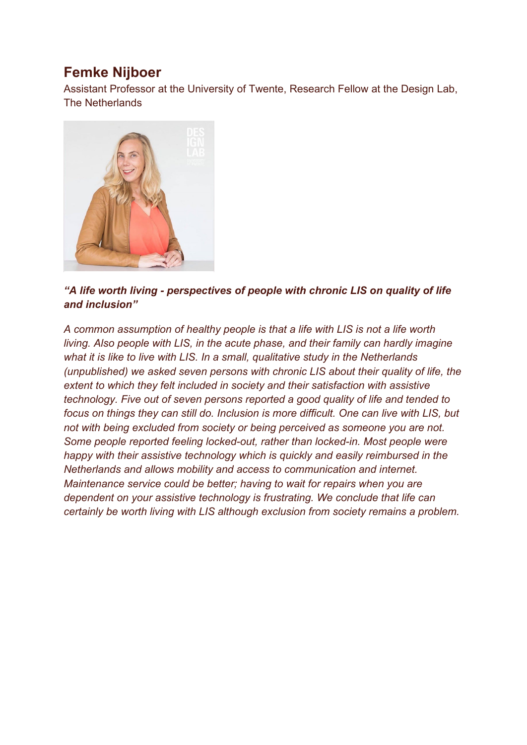## Femke Nijboer

Assistant Professor at the University of Twente, Research Fellow at the Design Lab, The Netherlands

***"A life worth living - perspectives of people with chronic LIS on quality of life and inclusion"***

*A common assumption of healthy people is that a life with LIS is not a life worth living. Also people with LIS, in the acute phase, and their family can hardly imagine what it is like to live with LIS. In a small, qualitative study in the Netherlands (unpublished) we asked seven persons with chronic LIS about their quality of life, the extent to which they felt included in society and their satisfaction with assistive technology. Five out of seven persons reported a good quality of life and tended to focus on things they can still do. Inclusion is more difficult. One can live with LIS, but not with being excluded from society or being perceived as someone you are not. Some people reported feeling locked-out, rather than locked-in. Most people were happy with their assistive technology which is quickly and easily reimbursed in the Netherlands and allows mobility and access to communication and internet. Maintenance service could be better; having to wait for repairs when you are dependent on your assistive technology is frustrating. We conclude that life can certainly be worth living with LIS although exclusion from society remains a problem.*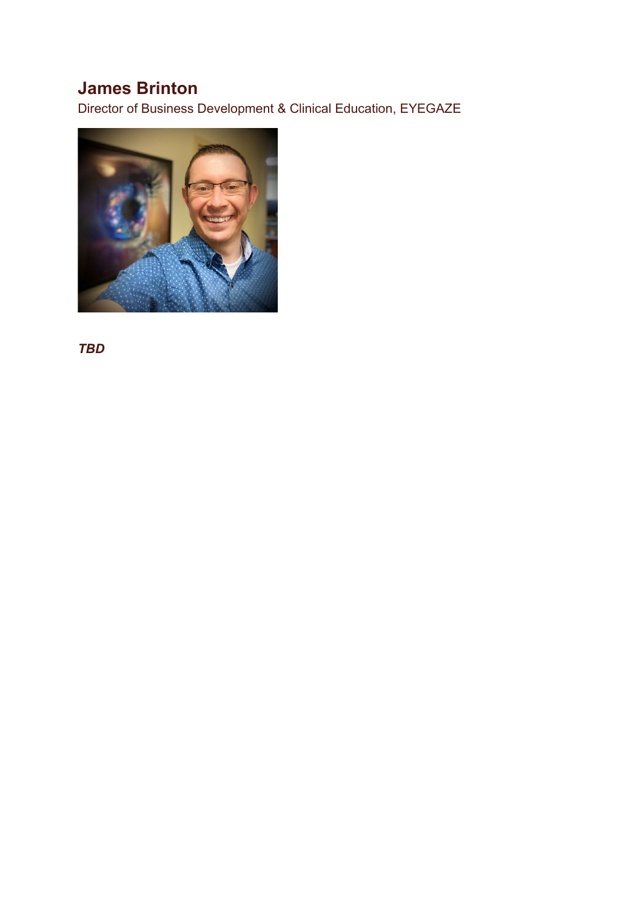## James Brinton

Director of Business Development & Clinical Education, EYEGAZE

***TBD***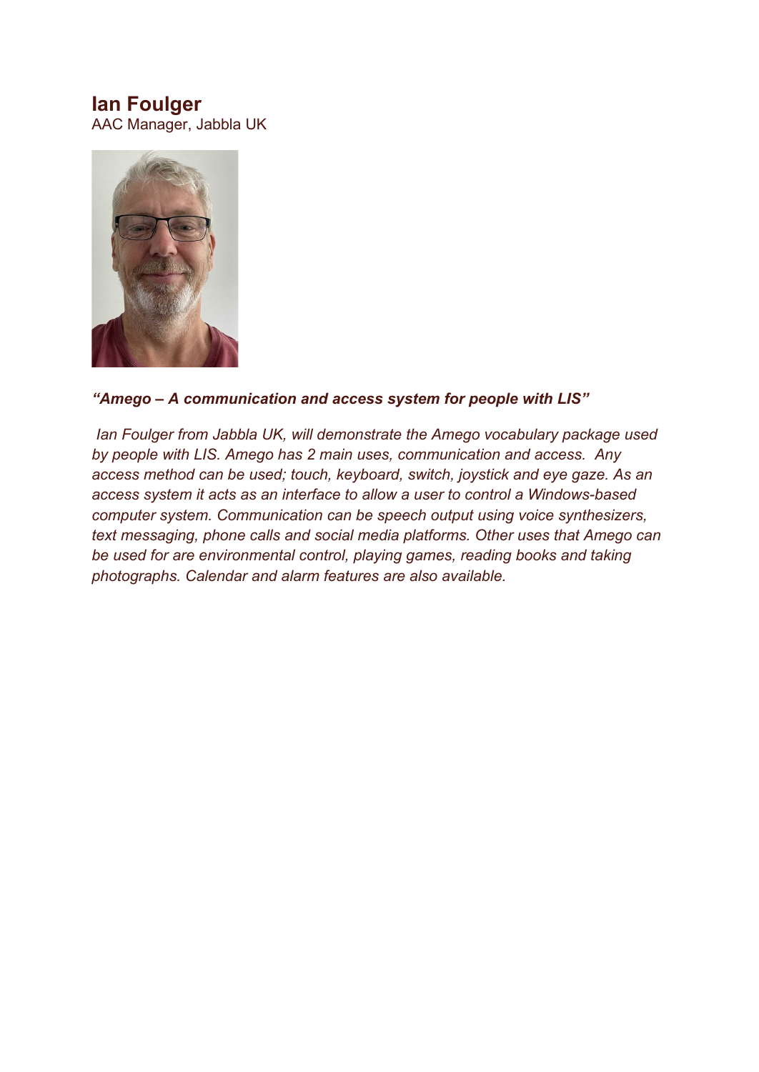## Ian Foulger

AAC Manager, Jabbla UK

***"Amego – A communication and access system for people with LIS"***

*Ian Foulger from Jabbla UK, will demonstrate the Amego vocabulary package used by people with LIS. Amego has 2 main uses, communication and access. Any access method can be used; touch, keyboard, switch, joystick and eye gaze. As an access system it acts as an interface to allow a user to control a Windows-based computer system. Communication can be speech output using voice synthesizers, text messaging, phone calls and social media platforms. Other uses that Amego can be used for are environmental control, playing games, reading books and taking photographs. Calendar and alarm features are also available.*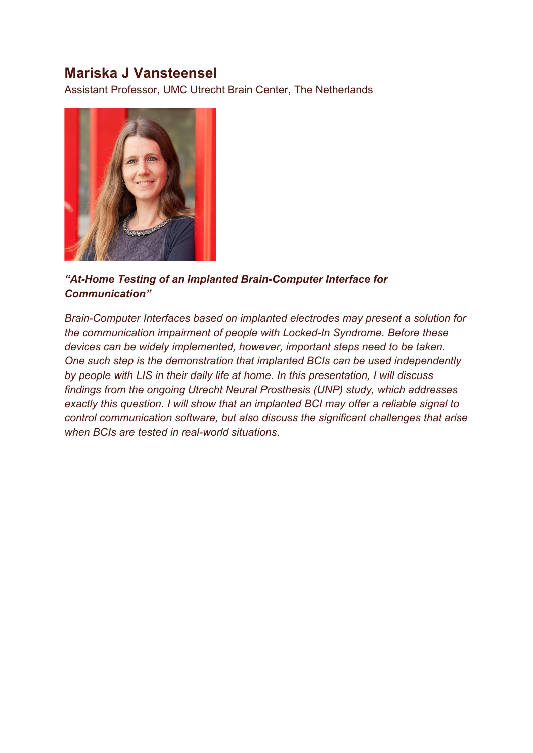## Mariska J Vansteensel

Assistant Professor, UMC Utrecht Brain Center, The Netherlands

***"At-Home Testing of an Implanted Brain-Computer Interface for Communication"***

*Brain-Computer Interfaces based on implanted electrodes may present a solution for the communication impairment of people with Locked-In Syndrome. Before these devices can be widely implemented, however, important steps need to be taken. One such step is the demonstration that implanted BCIs can be used independently by people with LIS in their daily life at home. In this presentation, I will discuss findings from the ongoing Utrecht Neural Prosthesis (UNP) study, which addresses exactly this question. I will show that an implanted BCI may offer a reliable signal to control communication software, but also discuss the significant challenges that arise when BCIs are tested in real-world situations.*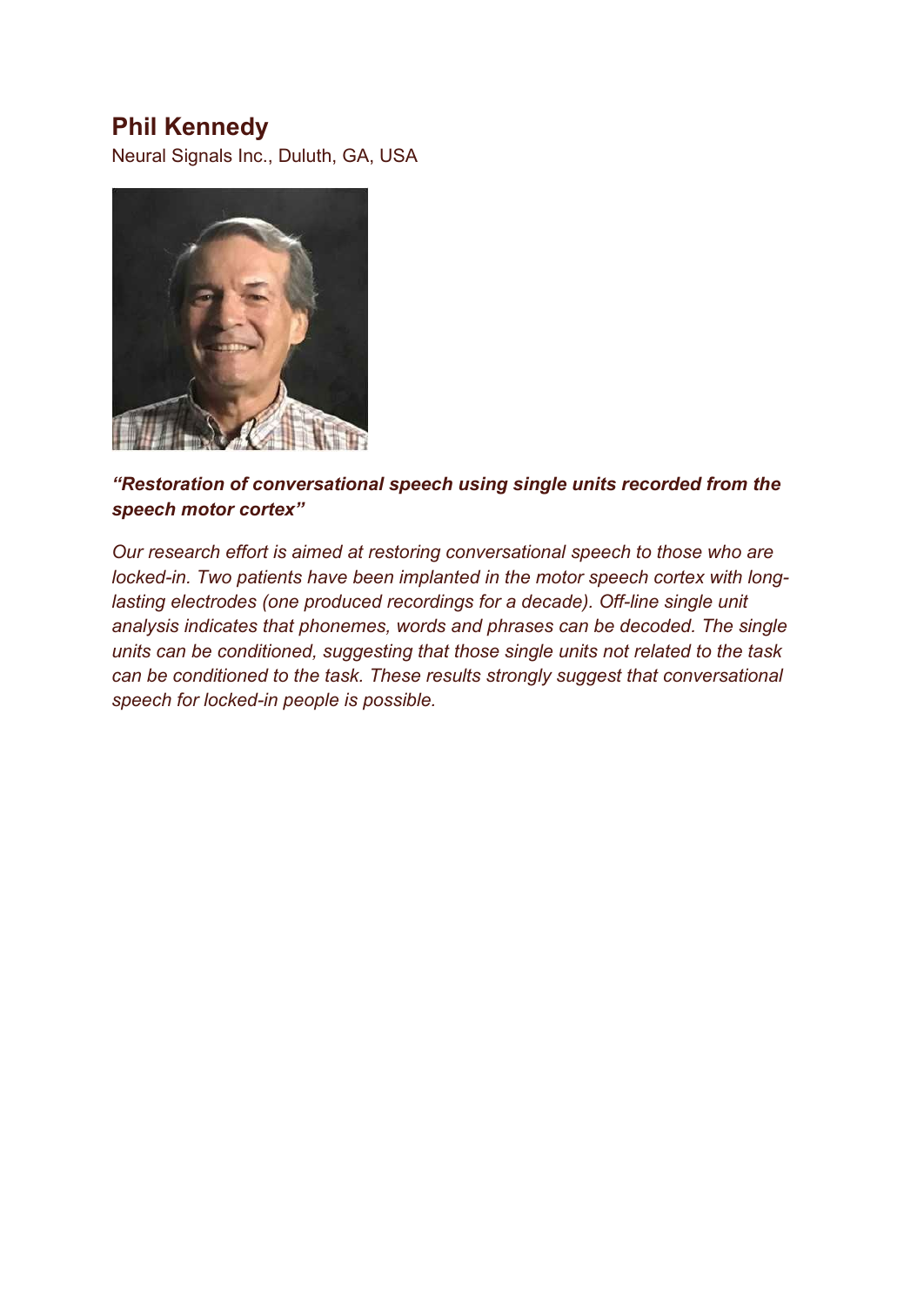## Phil Kennedy

Neural Signals Inc., Duluth, GA, USA

***“Restoration of conversational speech using single units recorded from the speech motor cortex”***

*Our research effort is aimed at restoring conversational speech to those who are locked-in. Two patients have been implanted in the motor speech cortex with long-lasting electrodes (one produced recordings for a decade). Off-line single unit analysis indicates that phonemes, words and phrases can be decoded. The single units can be conditioned, suggesting that those single units not related to the task can be conditioned to the task. These results strongly suggest that conversational speech for locked-in people is possible.*